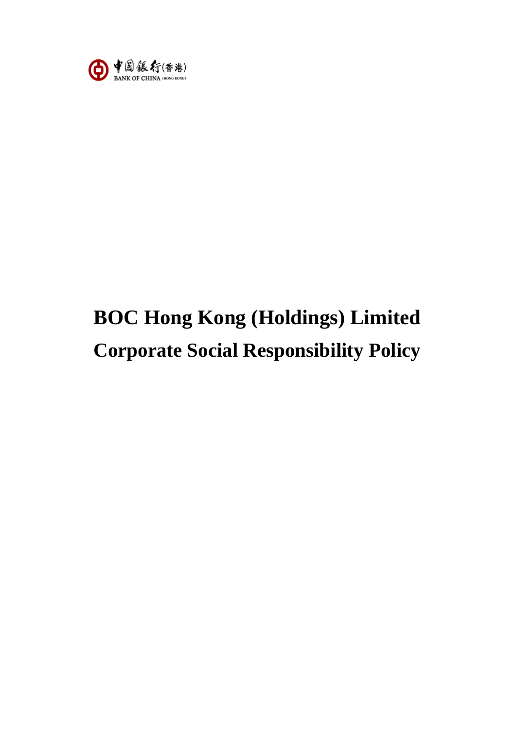中国银行(香港)
BANK OF CHINA (HONG KONG)

# BOC Hong Kong (Holdings) Limited
# Corporate Social Responsibility Policy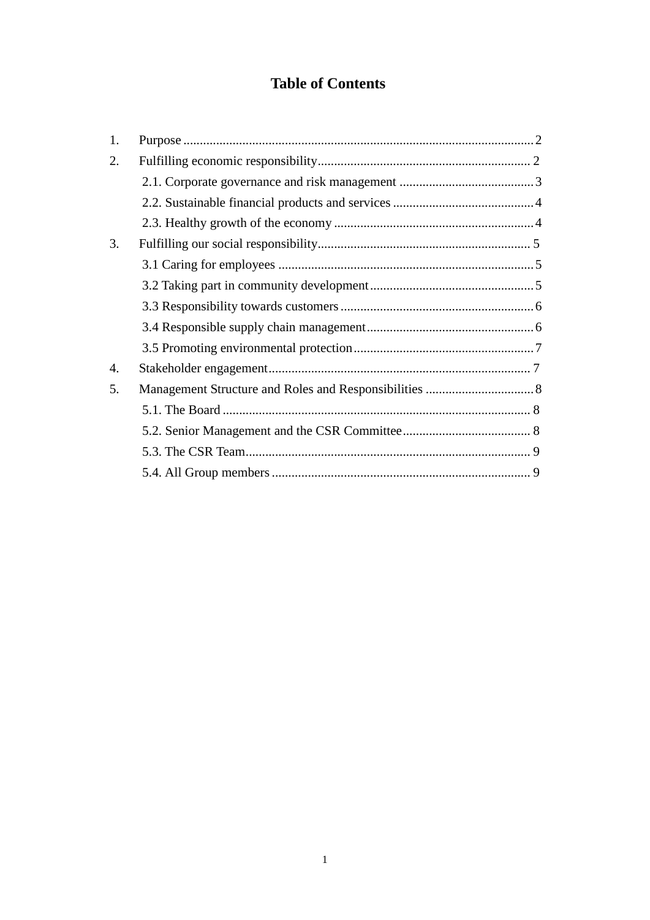# Table of Contents

1. Purpose .......... 2
2. Fulfilling economic responsibility .......... 2
    - 2.1. Corporate governance and risk management .......... 3
    - 2.2. Sustainable financial products and services .......... 4
    - 2.3. Healthy growth of the economy .......... 4
3. Fulfilling our social responsibility .......... 5
    - 3.1 Caring for employees .......... 5
    - 3.2 Taking part in community development .......... 5
    - 3.3 Responsibility towards customers .......... 6
    - 3.4 Responsible supply chain management .......... 6
    - 3.5 Promoting environmental protection .......... 7
4. Stakeholder engagement .......... 7
5. Management Structure and Roles and Responsibilities .......... 8
    - 5.1. The Board .......... 8
    - 5.2. Senior Management and the CSR Committee .......... 8
    - 5.3. The CSR Team .......... 9
    - 5.4. All Group members .......... 9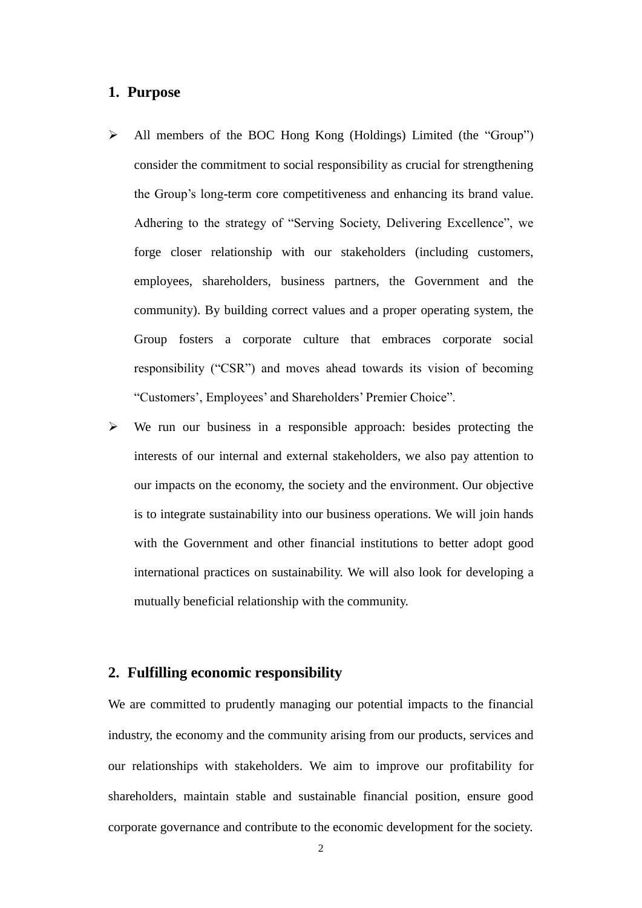## 1. Purpose

- All members of the BOC Hong Kong (Holdings) Limited (the "Group") consider the commitment to social responsibility as crucial for strengthening the Group's long-term core competitiveness and enhancing its brand value. Adhering to the strategy of "Serving Society, Delivering Excellence", we forge closer relationship with our stakeholders (including customers, employees, shareholders, business partners, the Government and the community). By building correct values and a proper operating system, the Group fosters a corporate culture that embraces corporate social responsibility ("CSR") and moves ahead towards its vision of becoming "Customers', Employees' and Shareholders' Premier Choice".
- We run our business in a responsible approach: besides protecting the interests of our internal and external stakeholders, we also pay attention to our impacts on the economy, the society and the environment. Our objective is to integrate sustainability into our business operations. We will join hands with the Government and other financial institutions to better adopt good international practices on sustainability. We will also look for developing a mutually beneficial relationship with the community.

## 2. Fulfilling economic responsibility

We are committed to prudently managing our potential impacts to the financial industry, the economy and the community arising from our products, services and our relationships with stakeholders. We aim to improve our profitability for shareholders, maintain stable and sustainable financial position, ensure good corporate governance and contribute to the economic development for the society.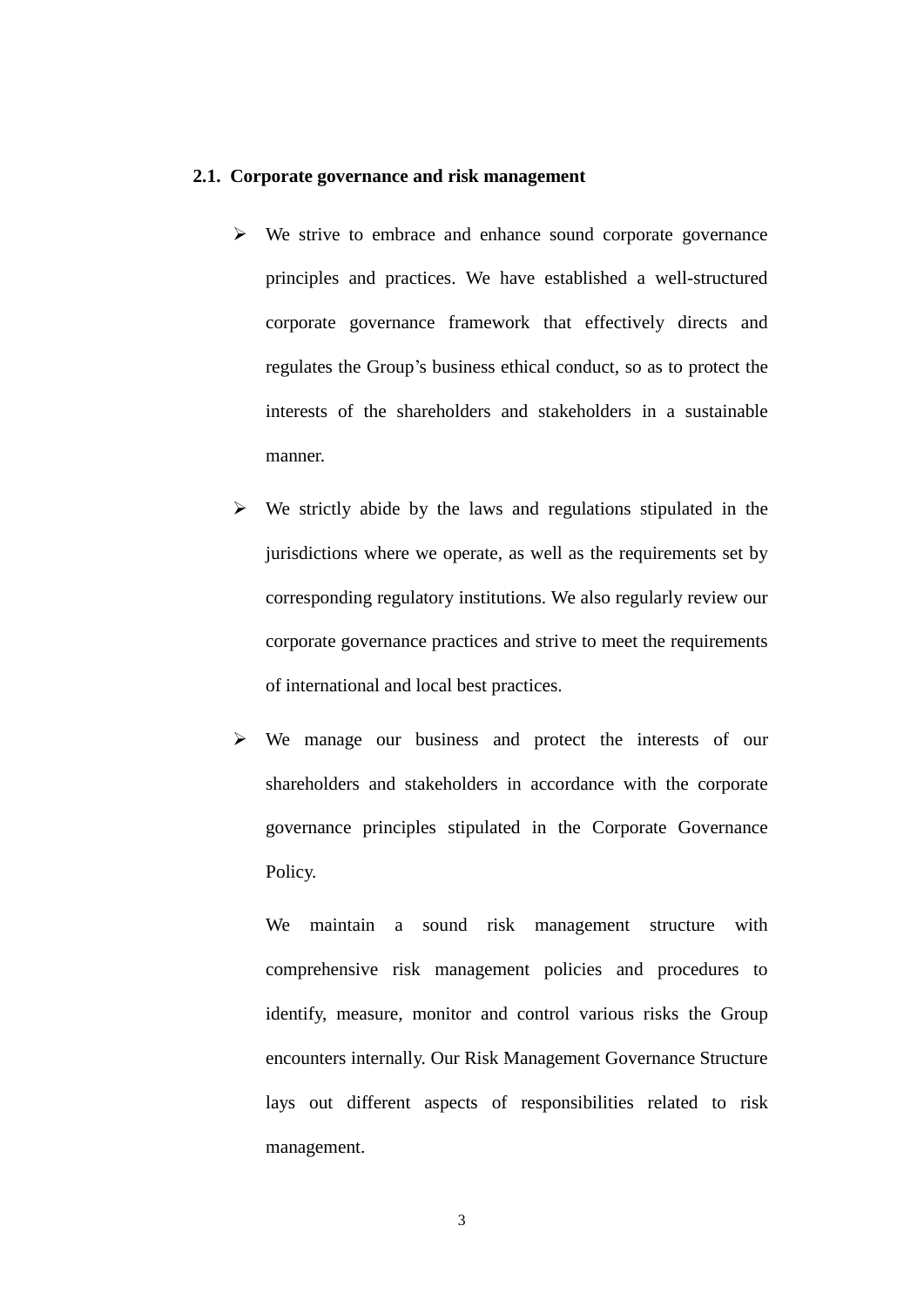## 2.1. Corporate governance and risk management

- We strive to embrace and enhance sound corporate governance principles and practices. We have established a well-structured corporate governance framework that effectively directs and regulates the Group's business ethical conduct, so as to protect the interests of the shareholders and stakeholders in a sustainable manner.
- We strictly abide by the laws and regulations stipulated in the jurisdictions where we operate, as well as the requirements set by corresponding regulatory institutions. We also regularly review our corporate governance practices and strive to meet the requirements of international and local best practices.
- We manage our business and protect the interests of our shareholders and stakeholders in accordance with the corporate governance principles stipulated in the Corporate Governance Policy.

  We maintain a sound risk management structure with comprehensive risk management policies and procedures to identify, measure, monitor and control various risks the Group encounters internally. Our Risk Management Governance Structure lays out different aspects of responsibilities related to risk management.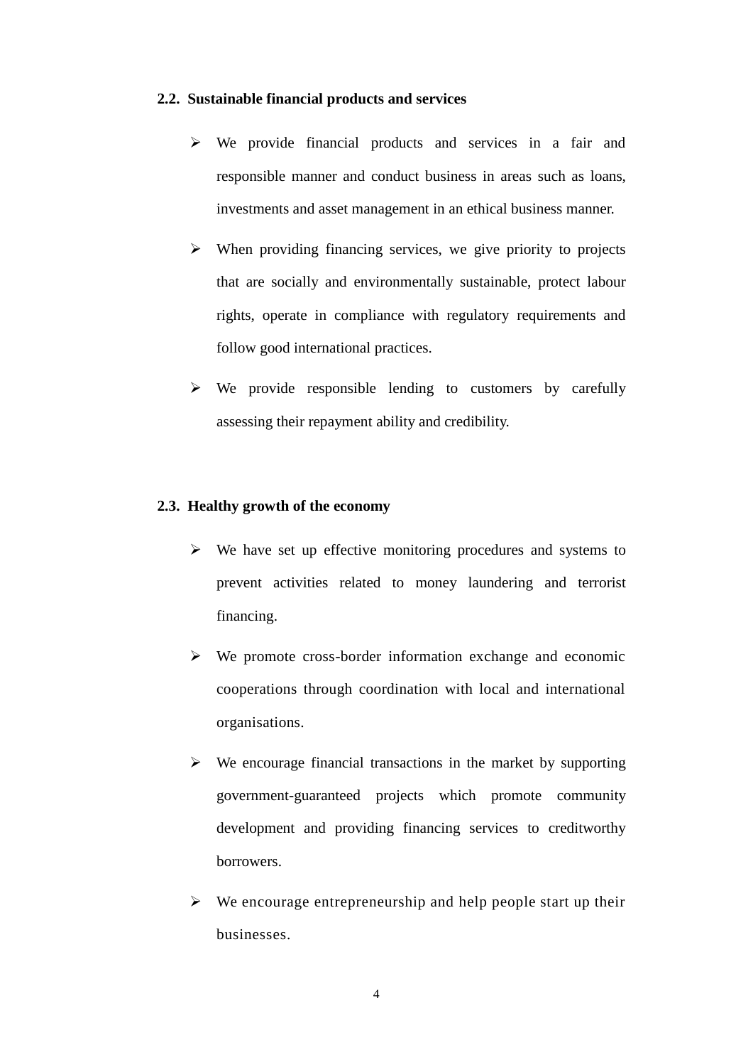### 2.2. Sustainable financial products and services

- We provide financial products and services in a fair and responsible manner and conduct business in areas such as loans, investments and asset management in an ethical business manner.
- When providing financing services, we give priority to projects that are socially and environmentally sustainable, protect labour rights, operate in compliance with regulatory requirements and follow good international practices.
- We provide responsible lending to customers by carefully assessing their repayment ability and credibility.

### 2.3. Healthy growth of the economy

- We have set up effective monitoring procedures and systems to prevent activities related to money laundering and terrorist financing.
- We promote cross-border information exchange and economic cooperations through coordination with local and international organisations.
- We encourage financial transactions in the market by supporting government-guaranteed projects which promote community development and providing financing services to creditworthy borrowers.
- We encourage entrepreneurship and help people start up their businesses.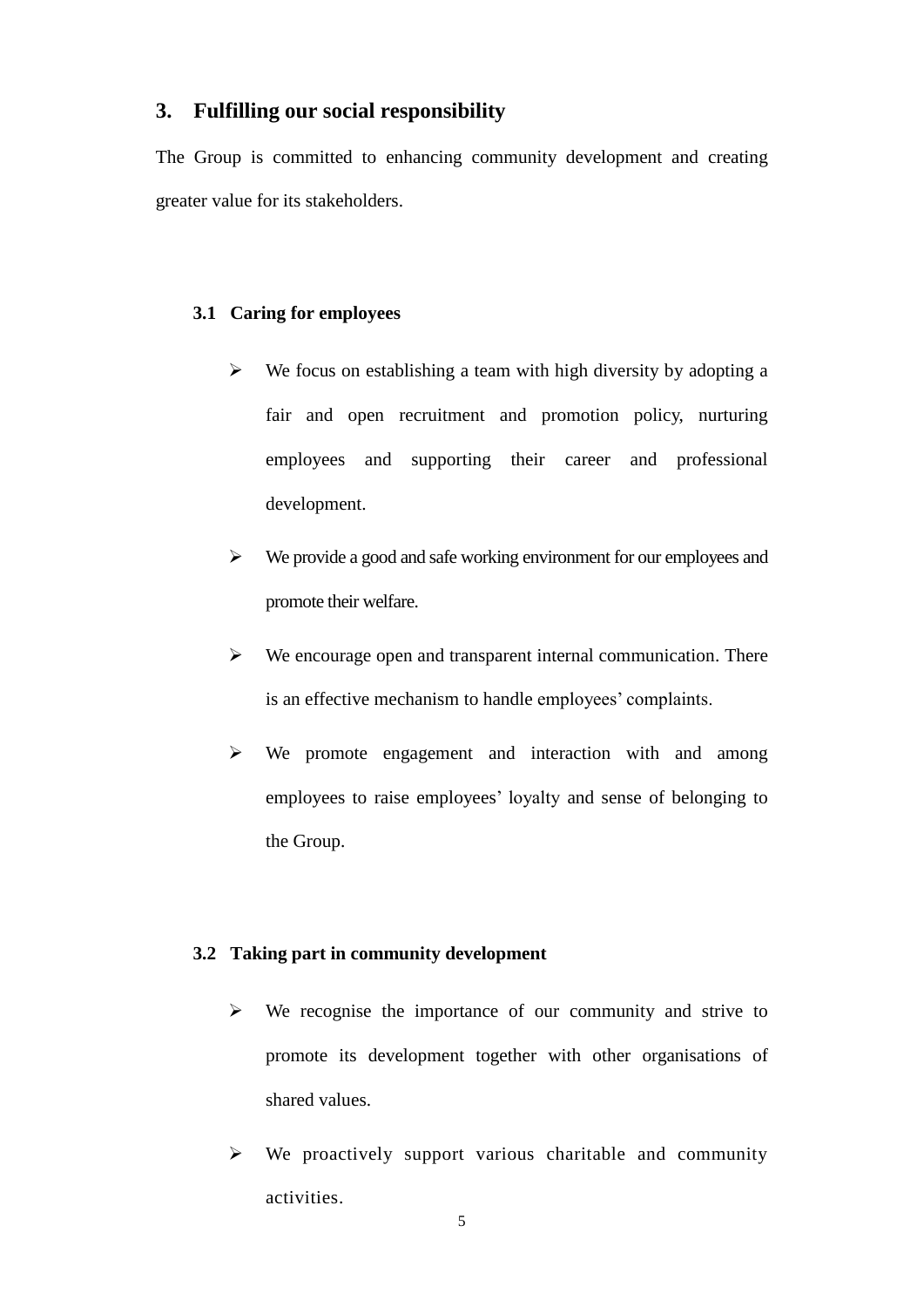## 3. Fulfilling our social responsibility

The Group is committed to enhancing community development and creating greater value for its stakeholders.

### 3.1 Caring for employees

- We focus on establishing a team with high diversity by adopting a fair and open recruitment and promotion policy, nurturing employees and supporting their career and professional development.
- We provide a good and safe working environment for our employees and promote their welfare.
- We encourage open and transparent internal communication. There is an effective mechanism to handle employees' complaints.
- We promote engagement and interaction with and among employees to raise employees' loyalty and sense of belonging to the Group.

### 3.2 Taking part in community development

- We recognise the importance of our community and strive to promote its development together with other organisations of shared values.
- We proactively support various charitable and community activities.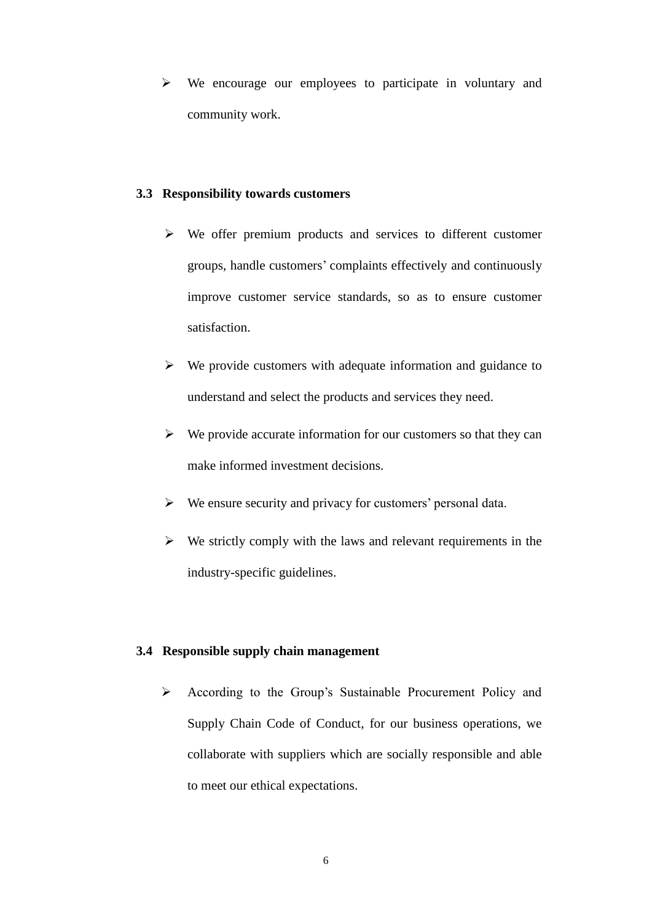- We encourage our employees to participate in voluntary and community work.

### 3.3 Responsibility towards customers

- We offer premium products and services to different customer groups, handle customers' complaints effectively and continuously improve customer service standards, so as to ensure customer satisfaction.
- We provide customers with adequate information and guidance to understand and select the products and services they need.
- We provide accurate information for our customers so that they can make informed investment decisions.
- We ensure security and privacy for customers' personal data.
- We strictly comply with the laws and relevant requirements in the industry-specific guidelines.

### 3.4 Responsible supply chain management

- According to the Group's Sustainable Procurement Policy and Supply Chain Code of Conduct, for our business operations, we collaborate with suppliers which are socially responsible and able to meet our ethical expectations.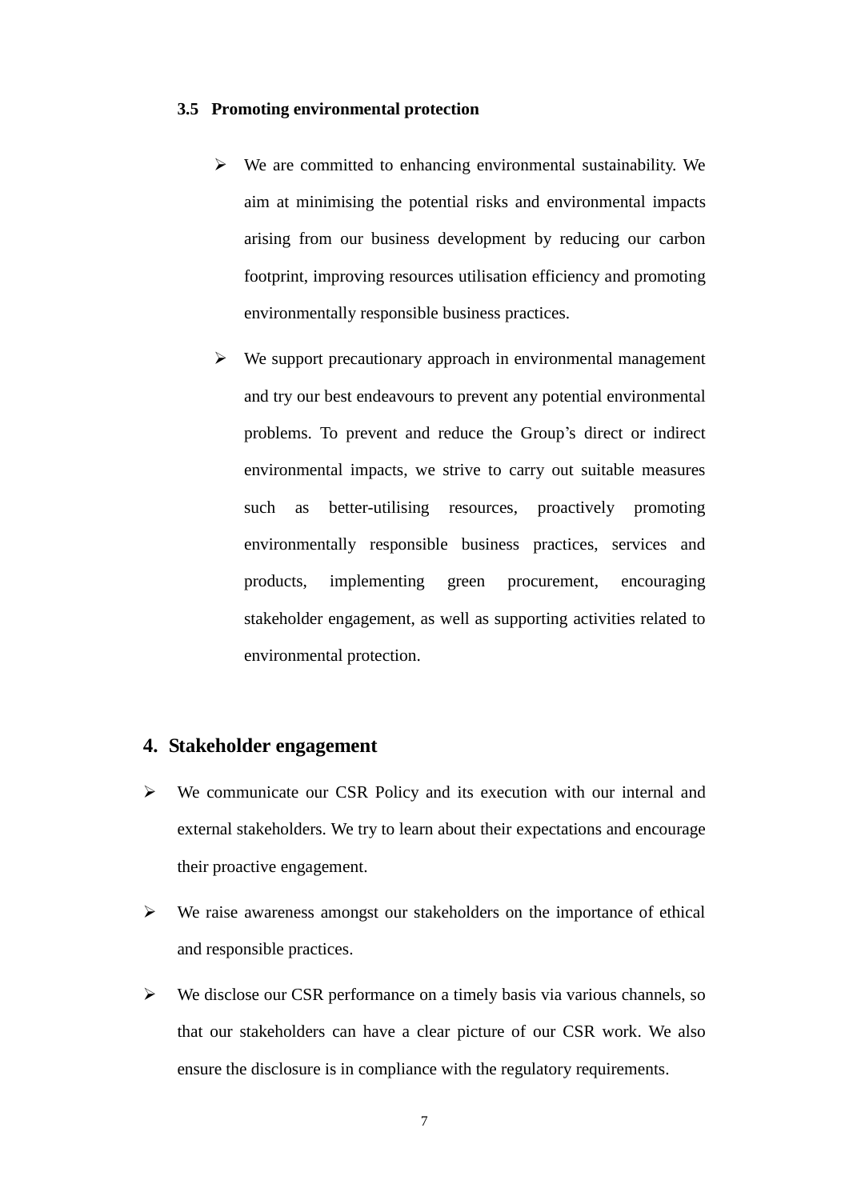### 3.5 Promoting environmental protection

- We are committed to enhancing environmental sustainability. We aim at minimising the potential risks and environmental impacts arising from our business development by reducing our carbon footprint, improving resources utilisation efficiency and promoting environmentally responsible business practices.
- We support precautionary approach in environmental management and try our best endeavours to prevent any potential environmental problems. To prevent and reduce the Group's direct or indirect environmental impacts, we strive to carry out suitable measures such as better-utilising resources, proactively promoting environmentally responsible business practices, services and products, implementing green procurement, encouraging stakeholder engagement, as well as supporting activities related to environmental protection.

## 4. Stakeholder engagement

- We communicate our CSR Policy and its execution with our internal and external stakeholders. We try to learn about their expectations and encourage their proactive engagement.
- We raise awareness amongst our stakeholders on the importance of ethical and responsible practices.
- We disclose our CSR performance on a timely basis via various channels, so that our stakeholders can have a clear picture of our CSR work. We also ensure the disclosure is in compliance with the regulatory requirements.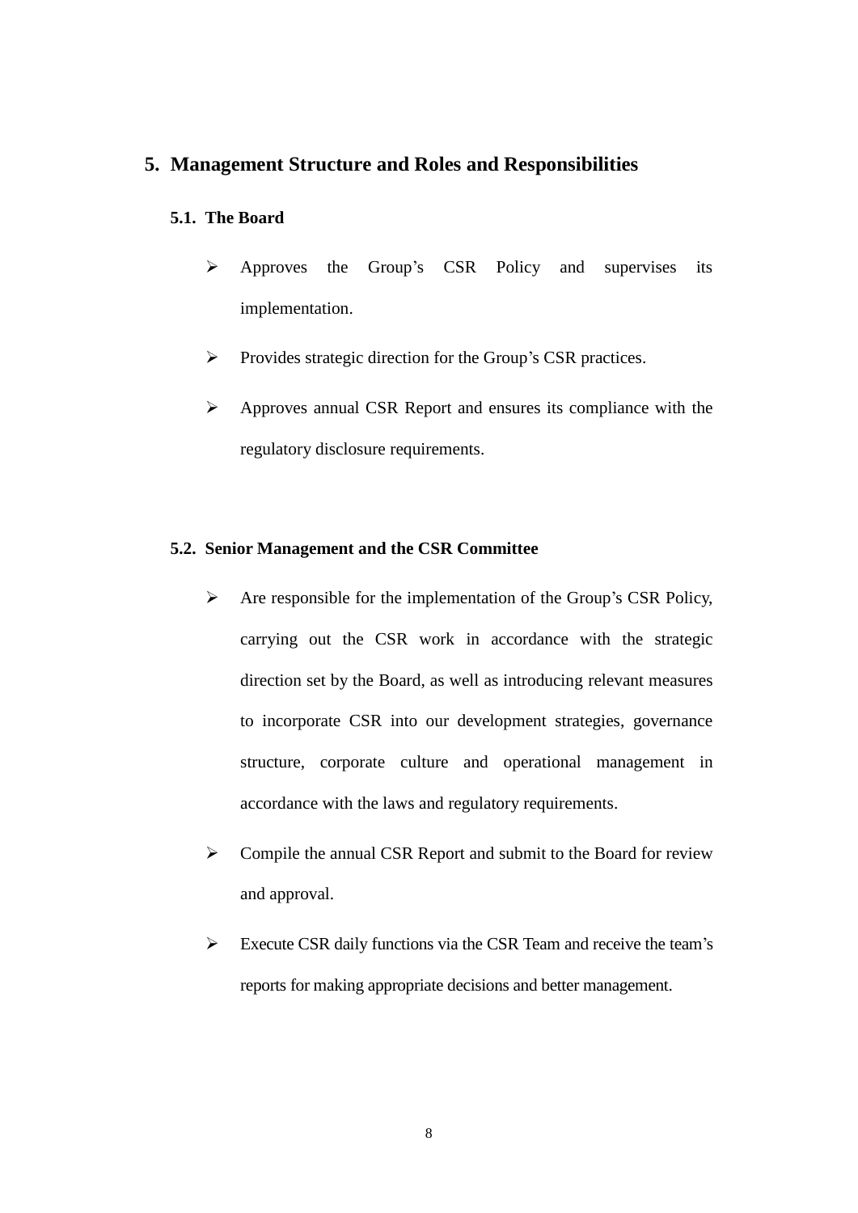## 5. Management Structure and Roles and Responsibilities

### 5.1. The Board

- Approves the Group's CSR Policy and supervises its implementation.
- Provides strategic direction for the Group's CSR practices.
- Approves annual CSR Report and ensures its compliance with the regulatory disclosure requirements.

### 5.2. Senior Management and the CSR Committee

- Are responsible for the implementation of the Group's CSR Policy, carrying out the CSR work in accordance with the strategic direction set by the Board, as well as introducing relevant measures to incorporate CSR into our development strategies, governance structure, corporate culture and operational management in accordance with the laws and regulatory requirements.
- Compile the annual CSR Report and submit to the Board for review and approval.
- Execute CSR daily functions via the CSR Team and receive the team's reports for making appropriate decisions and better management.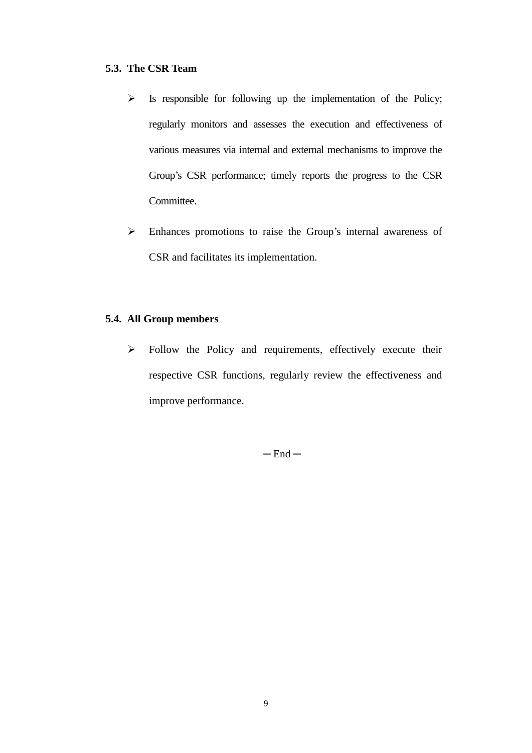### 5.3. The CSR Team

- Is responsible for following up the implementation of the Policy; regularly monitors and assesses the execution and effectiveness of various measures via internal and external mechanisms to improve the Group's CSR performance; timely reports the progress to the CSR Committee.
- Enhances promotions to raise the Group's internal awareness of CSR and facilitates its implementation.

### 5.4. All Group members

- Follow the Policy and requirements, effectively execute their respective CSR functions, regularly review the effectiveness and improve performance.

— End —